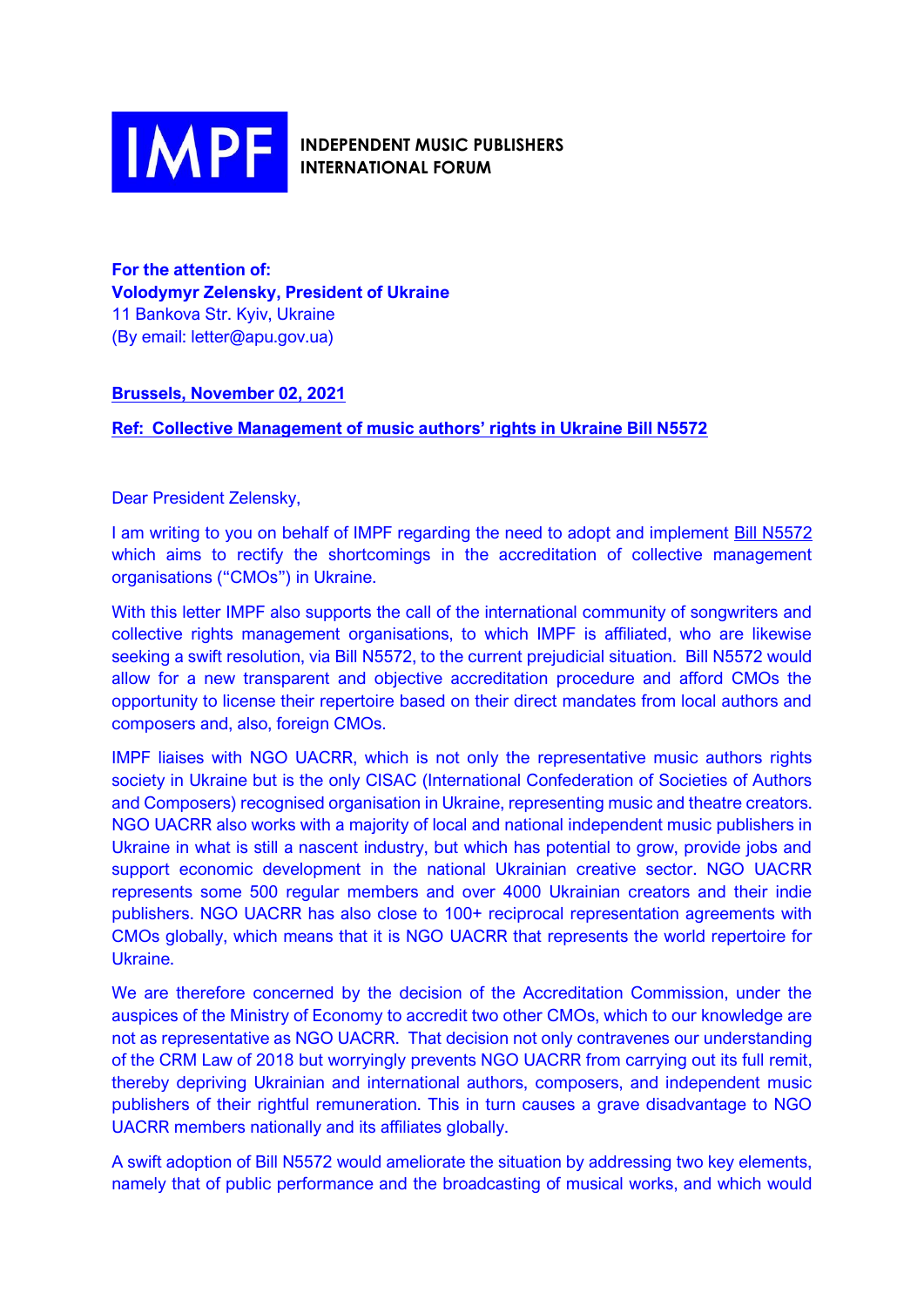**IMPF** INDEPENDENT MUSIC PUBLISHERS INTERNATIONAL FORUM

**For the attention of:**
**Volodymyr Zelensky, President of Ukraine**
11 Bankova Str. Kyiv, Ukraine
(By email: letter@apu.gov.ua)

**Brussels, November 02, 2021**

**Ref: Collective Management of music authors' rights in Ukraine Bill N5572**

Dear President Zelensky,

I am writing to you on behalf of IMPF regarding the need to adopt and implement Bill N5572 which aims to rectify the shortcomings in the accreditation of collective management organisations ("CMOs") in Ukraine.

With this letter IMPF also supports the call of the international community of songwriters and collective rights management organisations, to which IMPF is affiliated, who are likewise seeking a swift resolution, via Bill N5572, to the current prejudicial situation. Bill N5572 would allow for a new transparent and objective accreditation procedure and afford CMOs the opportunity to license their repertoire based on their direct mandates from local authors and composers and, also, foreign CMOs.

IMPF liaises with NGO UACRR, which is not only the representative music authors rights society in Ukraine but is the only CISAC (International Confederation of Societies of Authors and Composers) recognised organisation in Ukraine, representing music and theatre creators. NGO UACRR also works with a majority of local and national independent music publishers in Ukraine in what is still a nascent industry, but which has potential to grow, provide jobs and support economic development in the national Ukrainian creative sector. NGO UACRR represents some 500 regular members and over 4000 Ukrainian creators and their indie publishers. NGO UACRR has also close to 100+ reciprocal representation agreements with CMOs globally, which means that it is NGO UACRR that represents the world repertoire for Ukraine.

We are therefore concerned by the decision of the Accreditation Commission, under the auspices of the Ministry of Economy to accredit two other CMOs, which to our knowledge are not as representative as NGO UACRR. That decision not only contravenes our understanding of the CRM Law of 2018 but worryingly prevents NGO UACRR from carrying out its full remit, thereby depriving Ukrainian and international authors, composers, and independent music publishers of their rightful remuneration. This in turn causes a grave disadvantage to NGO UACRR members nationally and its affiliates globally.

A swift adoption of Bill N5572 would ameliorate the situation by addressing two key elements, namely that of public performance and the broadcasting of musical works, and which would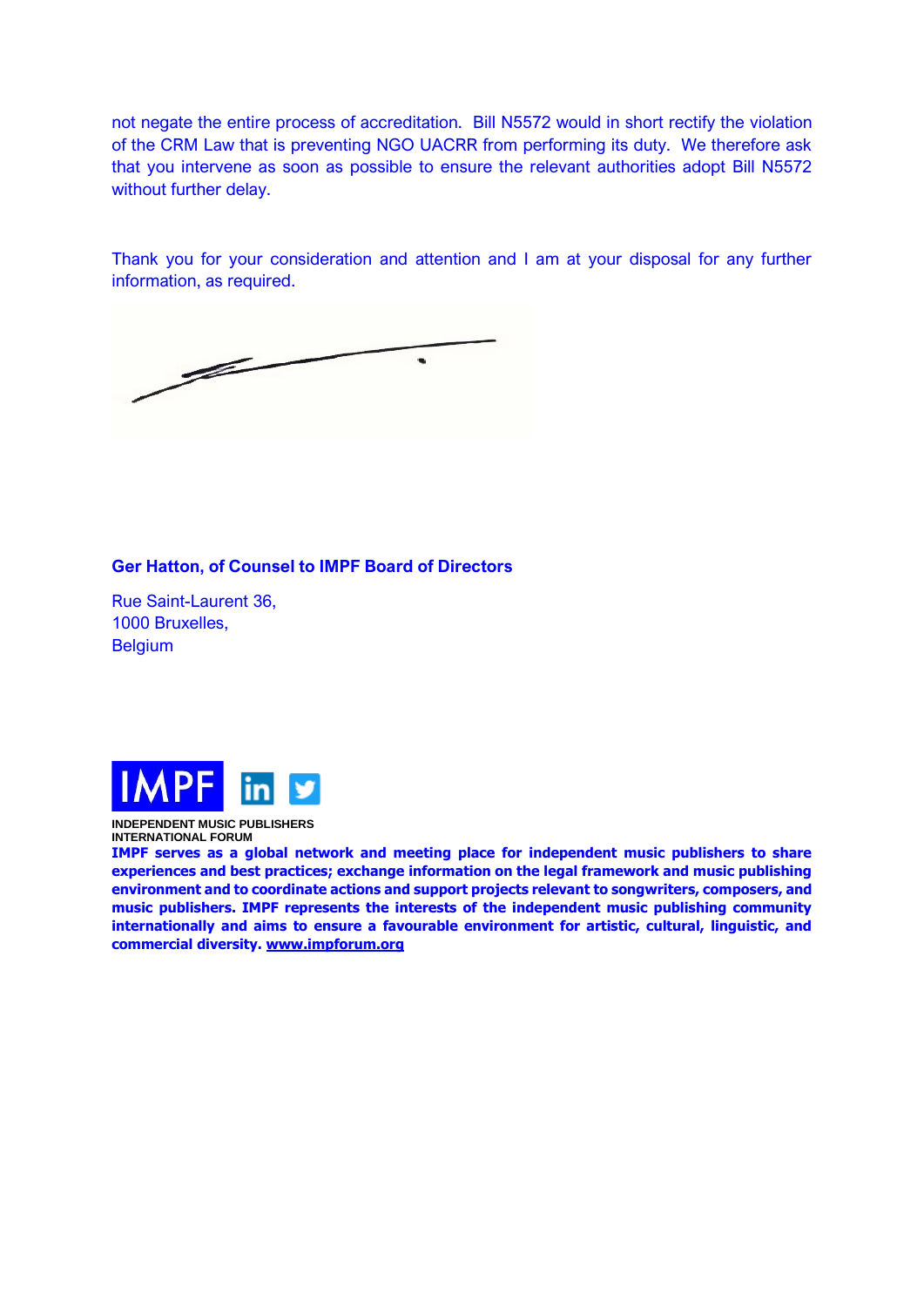not negate the entire process of accreditation. Bill N5572 would in short rectify the violation of the CRM Law that is preventing NGO UACRR from performing its duty. We therefore ask that you intervene as soon as possible to ensure the relevant authorities adopt Bill N5572 without further delay.

Thank you for your consideration and attention and I am at your disposal for any further information, as required.

**Ger Hatton, of Counsel to IMPF Board of Directors**

Rue Saint-Laurent 36,
1000 Bruxelles,
Belgium

IMPF

INDEPENDENT MUSIC PUBLISHERS
INTERNATIONAL FORUM

**IMPF serves as a global network and meeting place for independent music publishers to share experiences and best practices; exchange information on the legal framework and music publishing environment and to coordinate actions and support projects relevant to songwriters, composers, and music publishers. IMPF represents the interests of the independent music publishing community internationally and aims to ensure a favourable environment for artistic, cultural, linguistic, and commercial diversity. www.impforum.org**